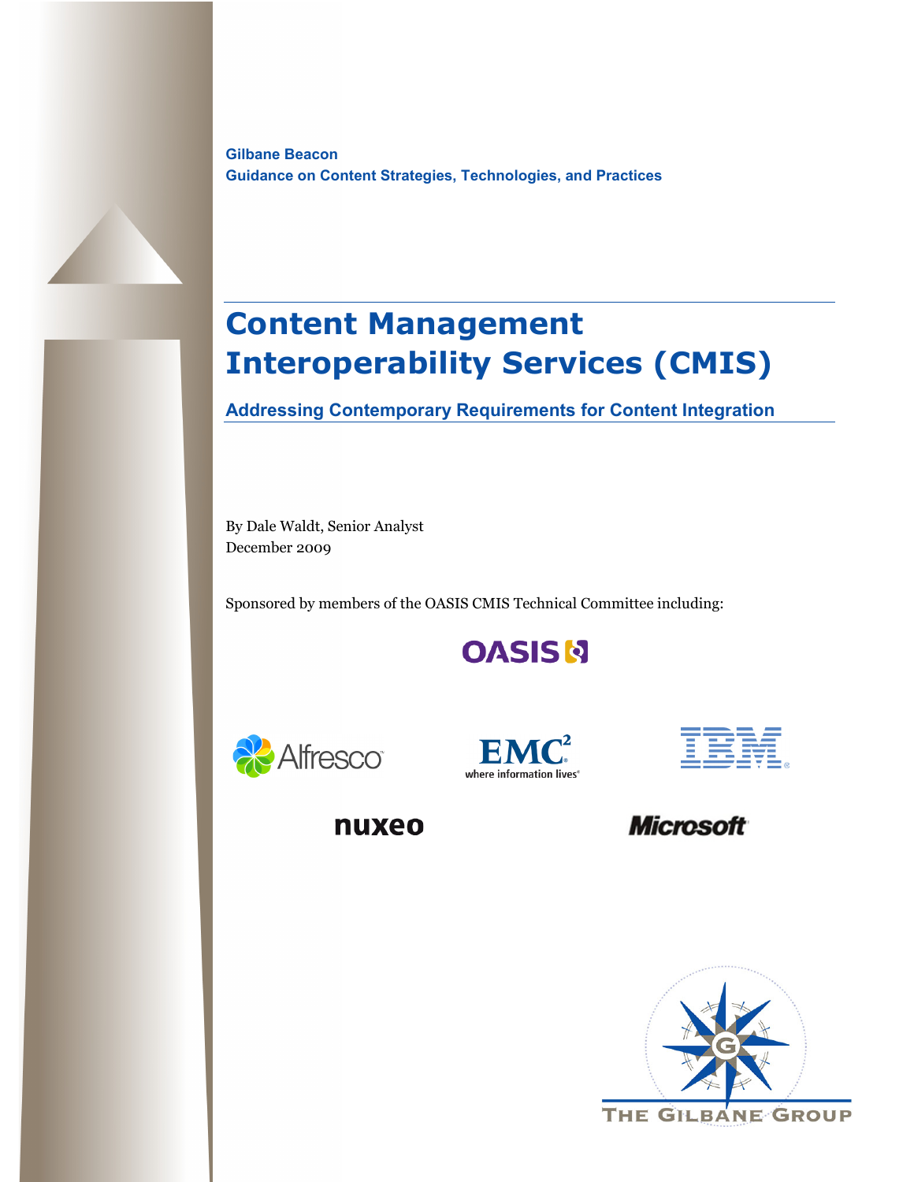**Gilbane Beacon**
**Guidance on Content Strategies, Technologies, and Practices**

# Content Management Interoperability Services (CMIS)

## Addressing Contemporary Requirements for Content Integration

By Dale Waldt, Senior Analyst
December 2009

Sponsored by members of the OASIS CMIS Technical Committee including:

OASIS

Alfresco

EMC² where information lives

IBM

nuxeo

Microsoft

THE GILBANE GROUP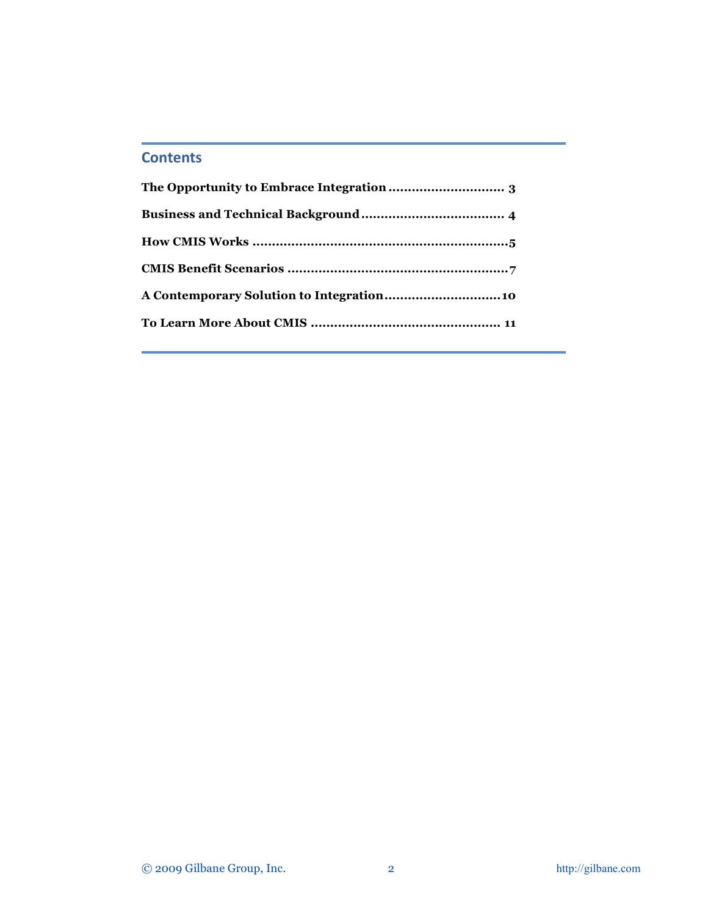## Contents

**The Opportunity to Embrace Integration** ............................. **3**

**Business and Technical Background** .................................... **4**

**How CMIS Works** .................................................................**5**

**CMIS Benefit Scenarios** ........................................................**7**

**A Contemporary Solution to Integration**.............................**10**

**To Learn More About CMIS** ................................................ **11**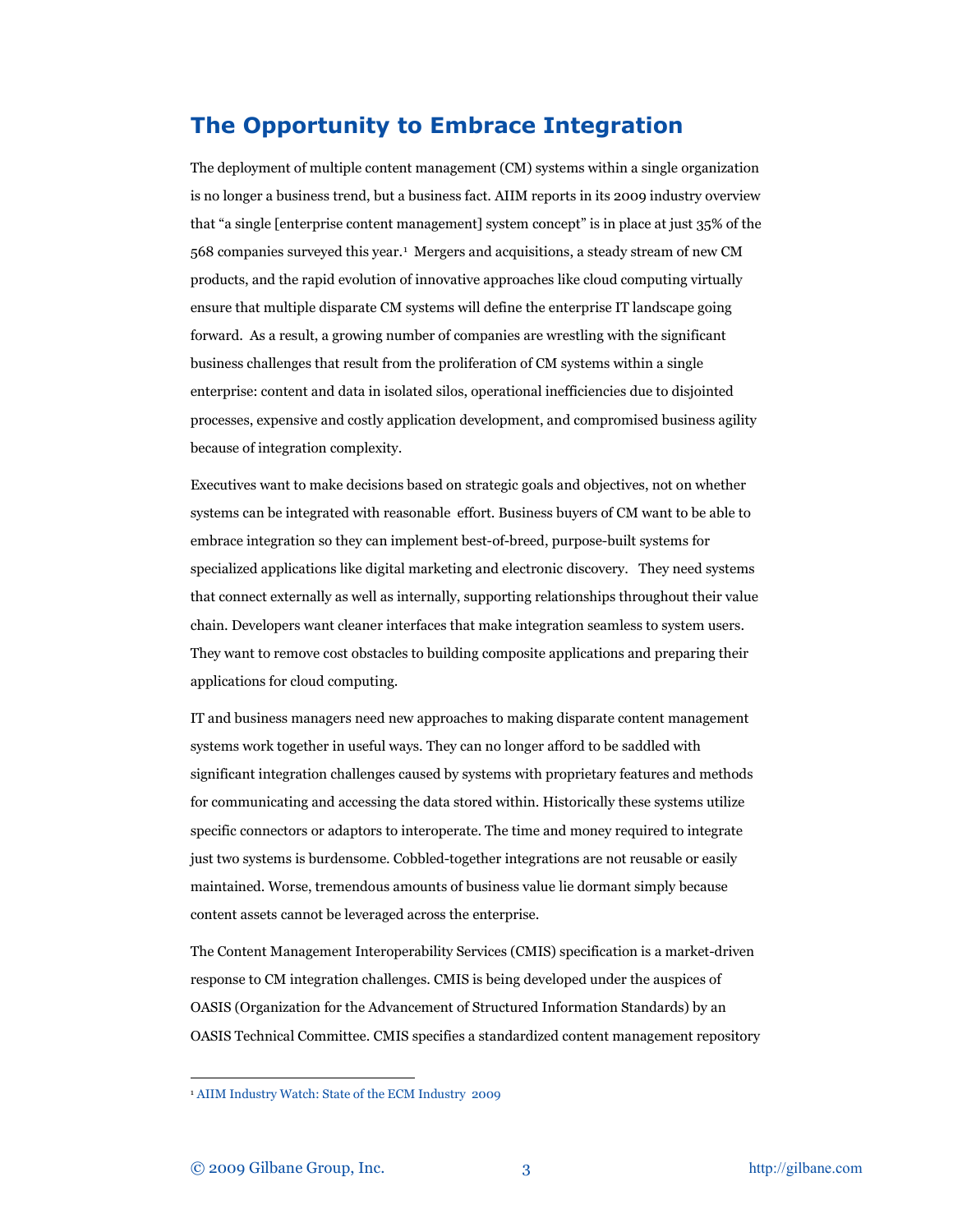## The Opportunity to Embrace Integration

The deployment of multiple content management (CM) systems within a single organization is no longer a business trend, but a business fact. AIIM reports in its 2009 industry overview that "a single [enterprise content management] system concept" is in place at just 35% of the 568 companies surveyed this year.[1] Mergers and acquisitions, a steady stream of new CM products, and the rapid evolution of innovative approaches like cloud computing virtually ensure that multiple disparate CM systems will define the enterprise IT landscape going forward. As a result, a growing number of companies are wrestling with the significant business challenges that result from the proliferation of CM systems within a single enterprise: content and data in isolated silos, operational inefficiencies due to disjointed processes, expensive and costly application development, and compromised business agility because of integration complexity.

Executives want to make decisions based on strategic goals and objectives, not on whether systems can be integrated with reasonable effort. Business buyers of CM want to be able to embrace integration so they can implement best-of-breed, purpose-built systems for specialized applications like digital marketing and electronic discovery. They need systems that connect externally as well as internally, supporting relationships throughout their value chain. Developers want cleaner interfaces that make integration seamless to system users. They want to remove cost obstacles to building composite applications and preparing their applications for cloud computing.

IT and business managers need new approaches to making disparate content management systems work together in useful ways. They can no longer afford to be saddled with significant integration challenges caused by systems with proprietary features and methods for communicating and accessing the data stored within. Historically these systems utilize specific connectors or adaptors to interoperate. The time and money required to integrate just two systems is burdensome. Cobbled-together integrations are not reusable or easily maintained. Worse, tremendous amounts of business value lie dormant simply because content assets cannot be leveraged across the enterprise.

The Content Management Interoperability Services (CMIS) specification is a market-driven response to CM integration challenges. CMIS is being developed under the auspices of OASIS (Organization for the Advancement of Structured Information Standards) by an OASIS Technical Committee. CMIS specifies a standardized content management repository

[1] AIIM Industry Watch: State of the ECM Industry 2009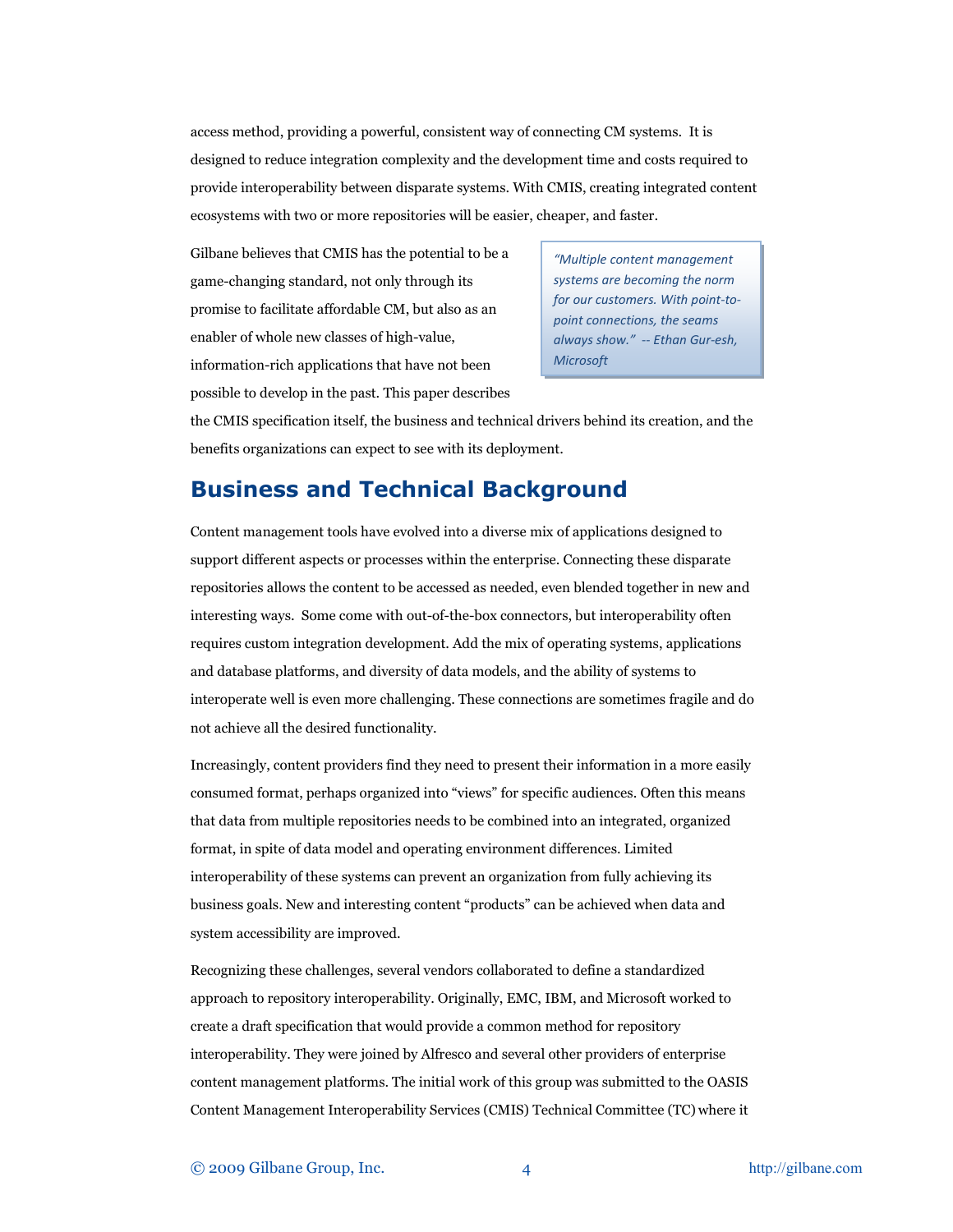access method, providing a powerful, consistent way of connecting CM systems. It is designed to reduce integration complexity and the development time and costs required to provide interoperability between disparate systems. With CMIS, creating integrated content ecosystems with two or more repositories will be easier, cheaper, and faster.

Gilbane believes that CMIS has the potential to be a game-changing standard, not only through its promise to facilitate affordable CM, but also as an enabler of whole new classes of high-value, information-rich applications that have not been possible to develop in the past. This paper describes the CMIS specification itself, the business and technical drivers behind its creation, and the benefits organizations can expect to see with its deployment.

> *"Multiple content management systems are becoming the norm for our customers. With point-to-point connections, the seams always show." -- Ethan Gur-esh, Microsoft*

## Business and Technical Background

Content management tools have evolved into a diverse mix of applications designed to support different aspects or processes within the enterprise. Connecting these disparate repositories allows the content to be accessed as needed, even blended together in new and interesting ways. Some come with out-of-the-box connectors, but interoperability often requires custom integration development. Add the mix of operating systems, applications and database platforms, and diversity of data models, and the ability of systems to interoperate well is even more challenging. These connections are sometimes fragile and do not achieve all the desired functionality.

Increasingly, content providers find they need to present their information in a more easily consumed format, perhaps organized into "views" for specific audiences. Often this means that data from multiple repositories needs to be combined into an integrated, organized format, in spite of data model and operating environment differences. Limited interoperability of these systems can prevent an organization from fully achieving its business goals. New and interesting content "products" can be achieved when data and system accessibility are improved.

Recognizing these challenges, several vendors collaborated to define a standardized approach to repository interoperability. Originally, EMC, IBM, and Microsoft worked to create a draft specification that would provide a common method for repository interoperability. They were joined by Alfresco and several other providers of enterprise content management platforms. The initial work of this group was submitted to the OASIS Content Management Interoperability Services (CMIS) Technical Committee (TC) where it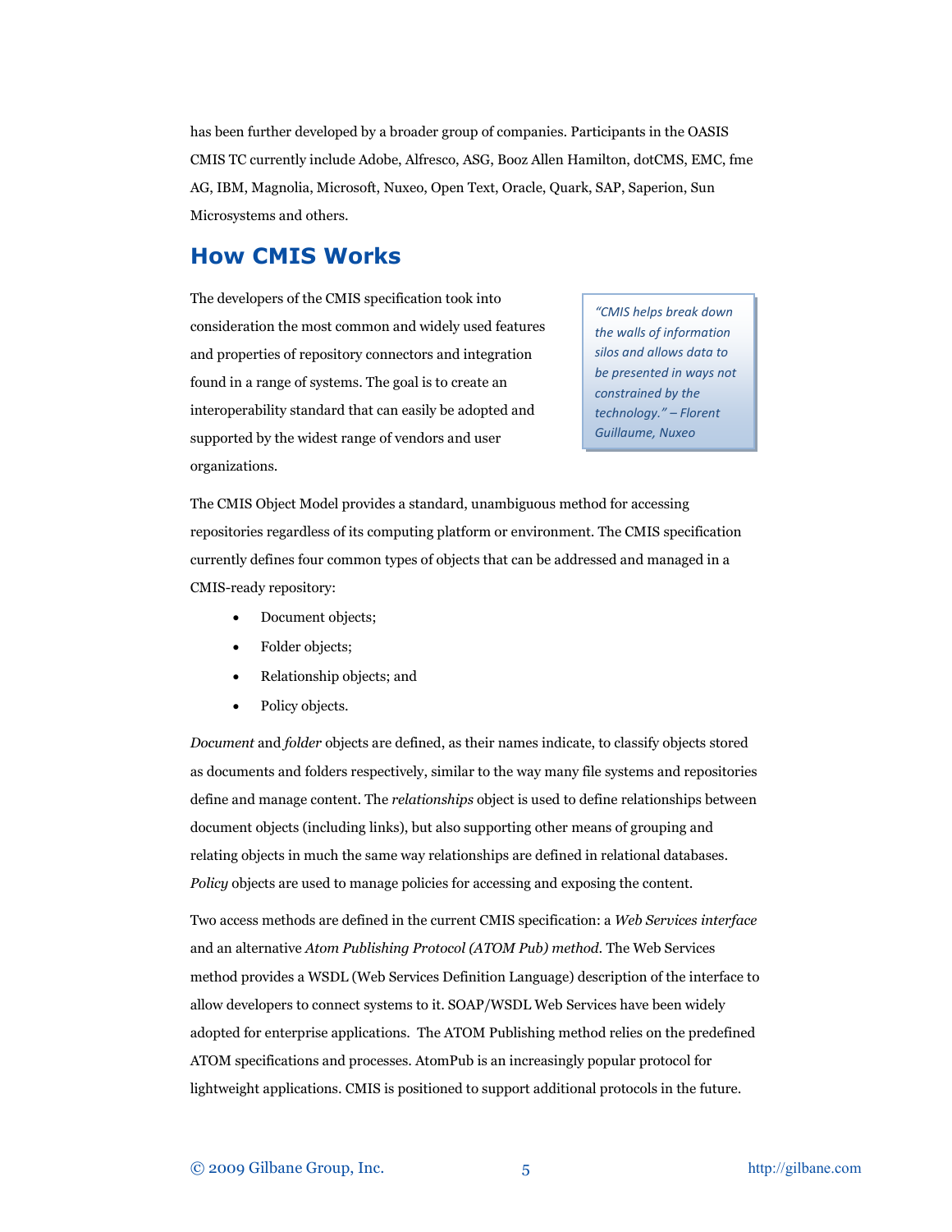has been further developed by a broader group of companies. Participants in the OASIS CMIS TC currently include Adobe, Alfresco, ASG, Booz Allen Hamilton, dotCMS, EMC, fme AG, IBM, Magnolia, Microsoft, Nuxeo, Open Text, Oracle, Quark, SAP, Saperion, Sun Microsystems and others.

## How CMIS Works

The developers of the CMIS specification took into consideration the most common and widely used features and properties of repository connectors and integration found in a range of systems. The goal is to create an interoperability standard that can easily be adopted and supported by the widest range of vendors and user organizations.

> *"CMIS helps break down the walls of information silos and allows data to be presented in ways not constrained by the technology." – Florent Guillaume, Nuxeo*

The CMIS Object Model provides a standard, unambiguous method for accessing repositories regardless of its computing platform or environment. The CMIS specification currently defines four common types of objects that can be addressed and managed in a CMIS-ready repository:

- Document objects;
- Folder objects;
- Relationship objects; and
- Policy objects.

*Document* and *folder* objects are defined, as their names indicate, to classify objects stored as documents and folders respectively, similar to the way many file systems and repositories define and manage content. The *relationships* object is used to define relationships between document objects (including links), but also supporting other means of grouping and relating objects in much the same way relationships are defined in relational databases. *Policy* objects are used to manage policies for accessing and exposing the content.

Two access methods are defined in the current CMIS specification: a *Web Services interface* and an alternative *Atom Publishing Protocol (ATOM Pub) method.* The Web Services method provides a WSDL (Web Services Definition Language) description of the interface to allow developers to connect systems to it. SOAP/WSDL Web Services have been widely adopted for enterprise applications. The ATOM Publishing method relies on the predefined ATOM specifications and processes. AtomPub is an increasingly popular protocol for lightweight applications. CMIS is positioned to support additional protocols in the future.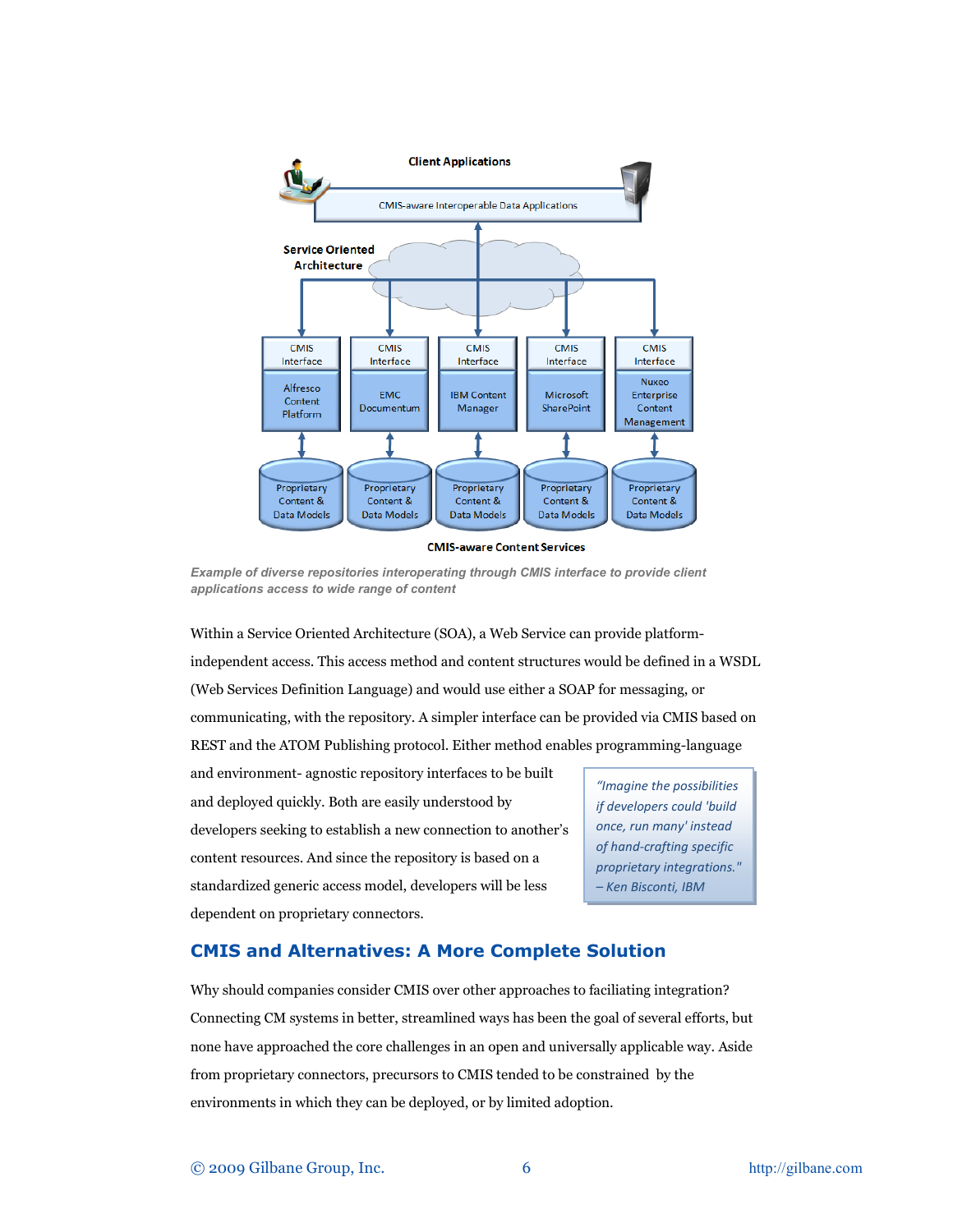Client Applications

CMIS-aware Interoperable Data Applications

Service Oriented Architecture

| CMIS Interface | CMIS Interface | CMIS Interface | CMIS Interface | CMIS Interface |
| --- | --- | --- | --- | --- |
| Alfresco Content Platform | EMC Documentum | IBM Content Manager | Microsoft SharePoint | Nuxeo Enterprise Content Management |
| Proprietary Content & Data Models | Proprietary Content & Data Models | Proprietary Content & Data Models | Proprietary Content & Data Models | Proprietary Content & Data Models |

CMIS-aware Content Services

*Example of diverse repositories interoperating through CMIS interface to provide client applications access to wide range of content*

Within a Service Oriented Architecture (SOA), a Web Service can provide platform-independent access. This access method and content structures would be defined in a WSDL (Web Services Definition Language) and would use either a SOAP for messaging, or communicating, with the repository. A simpler interface can be provided via CMIS based on REST and the ATOM Publishing protocol. Either method enables programming-language and environment- agnostic repository interfaces to be built and deployed quickly. Both are easily understood by developers seeking to establish a new connection to another's content resources. And since the repository is based on a standardized generic access model, developers will be less dependent on proprietary connectors.

> *"Imagine the possibilities if developers could 'build once, run many' instead of hand-crafting specific proprietary integrations." – Ken Bisconti, IBM*

## CMIS and Alternatives: A More Complete Solution

Why should companies consider CMIS over other approaches to faciliating integration? Connecting CM systems in better, streamlined ways has been the goal of several efforts, but none have approached the core challenges in an open and universally applicable way. Aside from proprietary connectors, precursors to CMIS tended to be constrained by the environments in which they can be deployed, or by limited adoption.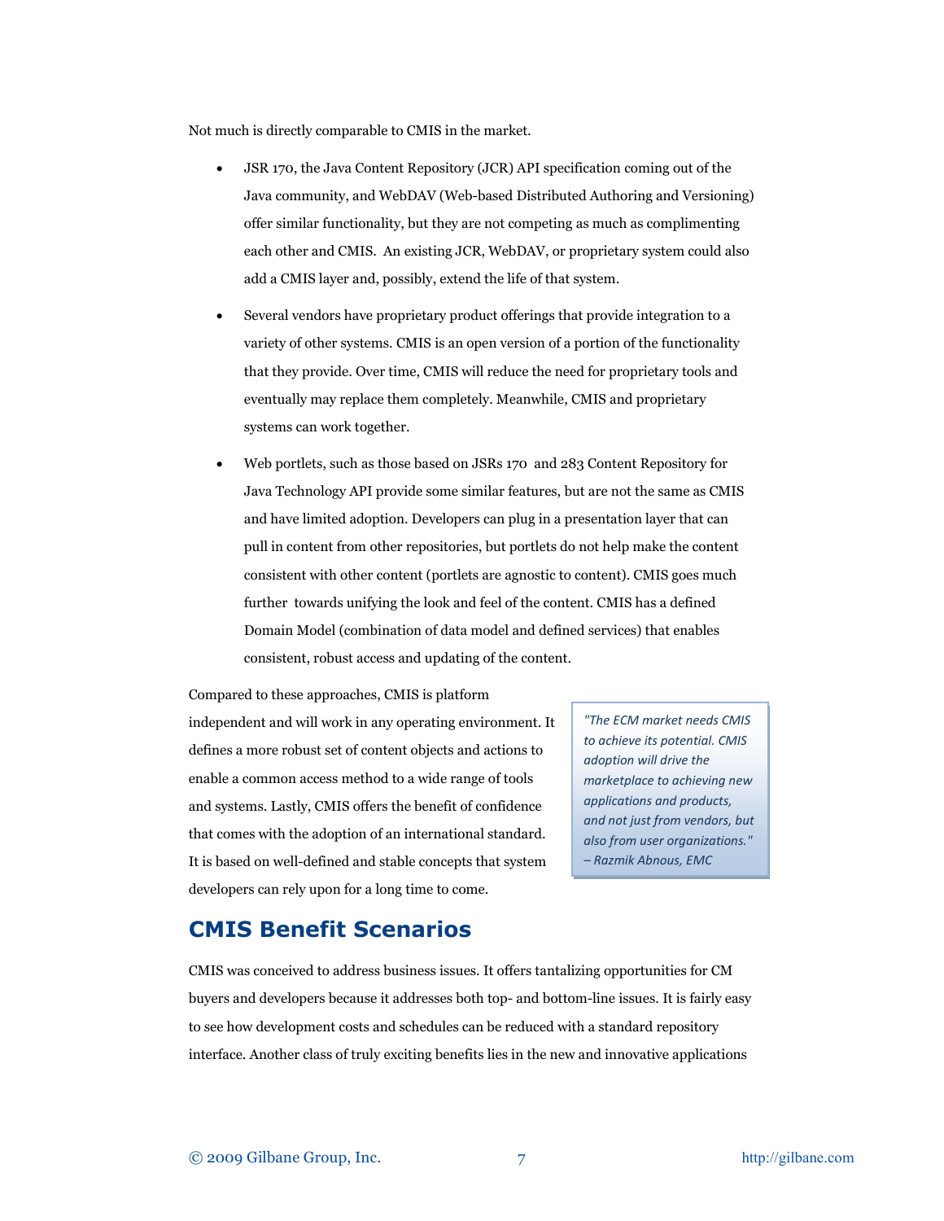Not much is directly comparable to CMIS in the market.

- JSR 170, the Java Content Repository (JCR) API specification coming out of the Java community, and WebDAV (Web-based Distributed Authoring and Versioning) offer similar functionality, but they are not competing as much as complimenting each other and CMIS. An existing JCR, WebDAV, or proprietary system could also add a CMIS layer and, possibly, extend the life of that system.
- Several vendors have proprietary product offerings that provide integration to a variety of other systems. CMIS is an open version of a portion of the functionality that they provide. Over time, CMIS will reduce the need for proprietary tools and eventually may replace them completely. Meanwhile, CMIS and proprietary systems can work together.
- Web portlets, such as those based on JSRs 170 and 283 Content Repository for Java Technology API provide some similar features, but are not the same as CMIS and have limited adoption. Developers can plug in a presentation layer that can pull in content from other repositories, but portlets do not help make the content consistent with other content (portlets are agnostic to content). CMIS goes much further towards unifying the look and feel of the content. CMIS has a defined Domain Model (combination of data model and defined services) that enables consistent, robust access and updating of the content.

Compared to these approaches, CMIS is platform independent and will work in any operating environment. It defines a more robust set of content objects and actions to enable a common access method to a wide range of tools and systems. Lastly, CMIS offers the benefit of confidence that comes with the adoption of an international standard. It is based on well-defined and stable concepts that system developers can rely upon for a long time to come.

> *"The ECM market needs CMIS to achieve its potential. CMIS adoption will drive the marketplace to achieving new applications and products, and not just from vendors, but also from user organizations." – Razmik Abnous, EMC*

## CMIS Benefit Scenarios

CMIS was conceived to address business issues. It offers tantalizing opportunities for CM buyers and developers because it addresses both top- and bottom-line issues. It is fairly easy to see how development costs and schedules can be reduced with a standard repository interface. Another class of truly exciting benefits lies in the new and innovative applications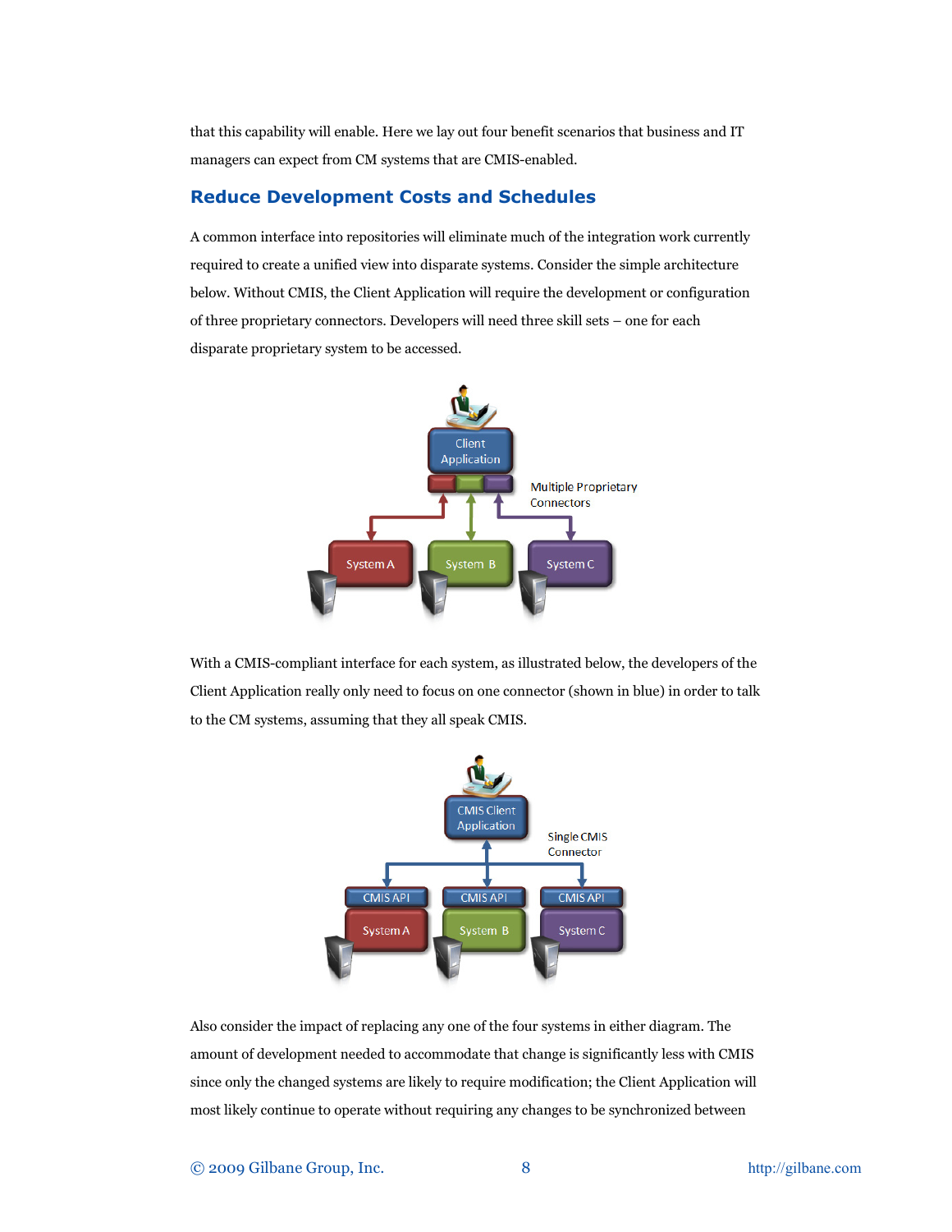that this capability will enable. Here we lay out four benefit scenarios that business and IT managers can expect from CM systems that are CMIS-enabled.

## Reduce Development Costs and Schedules

A common interface into repositories will eliminate much of the integration work currently required to create a unified view into disparate systems. Consider the simple architecture below. Without CMIS, the Client Application will require the development or configuration of three proprietary connectors. Developers will need three skill sets – one for each disparate proprietary system to be accessed.

With a CMIS-compliant interface for each system, as illustrated below, the developers of the Client Application really only need to focus on one connector (shown in blue) in order to talk to the CM systems, assuming that they all speak CMIS.

Also consider the impact of replacing any one of the four systems in either diagram. The amount of development needed to accommodate that change is significantly less with CMIS since only the changed systems are likely to require modification; the Client Application will most likely continue to operate without requiring any changes to be synchronized between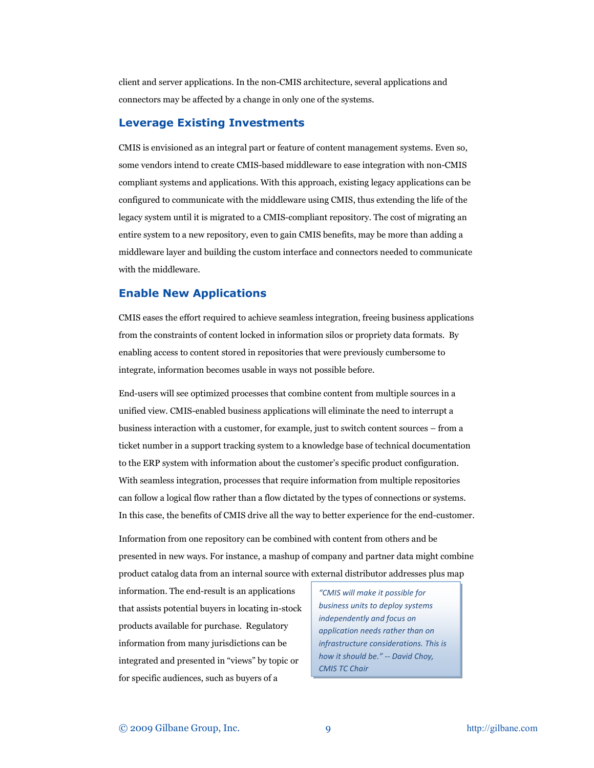client and server applications. In the non-CMIS architecture, several applications and connectors may be affected by a change in only one of the systems.

### Leverage Existing Investments

CMIS is envisioned as an integral part or feature of content management systems. Even so, some vendors intend to create CMIS-based middleware to ease integration with non-CMIS compliant systems and applications. With this approach, existing legacy applications can be configured to communicate with the middleware using CMIS, thus extending the life of the legacy system until it is migrated to a CMIS-compliant repository. The cost of migrating an entire system to a new repository, even to gain CMIS benefits, may be more than adding a middleware layer and building the custom interface and connectors needed to communicate with the middleware.

### Enable New Applications

CMIS eases the effort required to achieve seamless integration, freeing business applications from the constraints of content locked in information silos or propriety data formats. By enabling access to content stored in repositories that were previously cumbersome to integrate, information becomes usable in ways not possible before.

End-users will see optimized processes that combine content from multiple sources in a unified view. CMIS-enabled business applications will eliminate the need to interrupt a business interaction with a customer, for example, just to switch content sources – from a ticket number in a support tracking system to a knowledge base of technical documentation to the ERP system with information about the customer's specific product configuration. With seamless integration, processes that require information from multiple repositories can follow a logical flow rather than a flow dictated by the types of connections or systems. In this case, the benefits of CMIS drive all the way to better experience for the end-customer.

Information from one repository can be combined with content from others and be presented in new ways. For instance, a mashup of company and partner data might combine product catalog data from an internal source with external distributor addresses plus map information. The end-result is an applications that assists potential buyers in locating in-stock products available for purchase. Regulatory information from many jurisdictions can be integrated and presented in "views" by topic or for specific audiences, such as buyers of a

> *"CMIS will make it possible for business units to deploy systems independently and focus on application needs rather than on infrastructure considerations. This is how it should be." -- David Choy, CMIS TC Chair*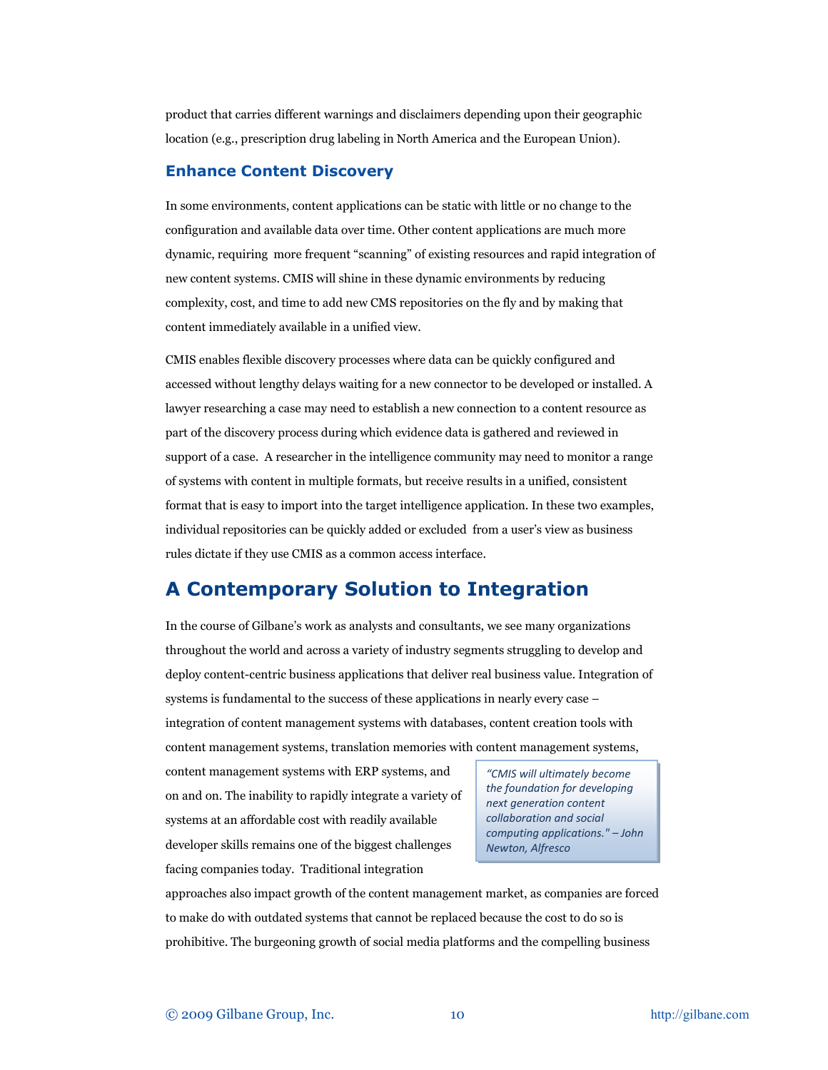product that carries different warnings and disclaimers depending upon their geographic location (e.g., prescription drug labeling in North America and the European Union).

### Enhance Content Discovery

In some environments, content applications can be static with little or no change to the configuration and available data over time. Other content applications are much more dynamic, requiring more frequent "scanning" of existing resources and rapid integration of new content systems. CMIS will shine in these dynamic environments by reducing complexity, cost, and time to add new CMS repositories on the fly and by making that content immediately available in a unified view.

CMIS enables flexible discovery processes where data can be quickly configured and accessed without lengthy delays waiting for a new connector to be developed or installed. A lawyer researching a case may need to establish a new connection to a content resource as part of the discovery process during which evidence data is gathered and reviewed in support of a case. A researcher in the intelligence community may need to monitor a range of systems with content in multiple formats, but receive results in a unified, consistent format that is easy to import into the target intelligence application. In these two examples, individual repositories can be quickly added or excluded from a user's view as business rules dictate if they use CMIS as a common access interface.

## A Contemporary Solution to Integration

In the course of Gilbane's work as analysts and consultants, we see many organizations throughout the world and across a variety of industry segments struggling to develop and deploy content-centric business applications that deliver real business value. Integration of systems is fundamental to the success of these applications in nearly every case – integration of content management systems with databases, content creation tools with content management systems, translation memories with content management systems, content management systems with ERP systems, and on and on. The inability to rapidly integrate a variety of systems at an affordable cost with readily available developer skills remains one of the biggest challenges facing companies today. Traditional integration approaches also impact growth of the content management market, as companies are forced to make do with outdated systems that cannot be replaced because the cost to do so is prohibitive. The burgeoning growth of social media platforms and the compelling business

> *"CMIS will ultimately become the foundation for developing next generation content collaboration and social computing applications." – John Newton, Alfresco*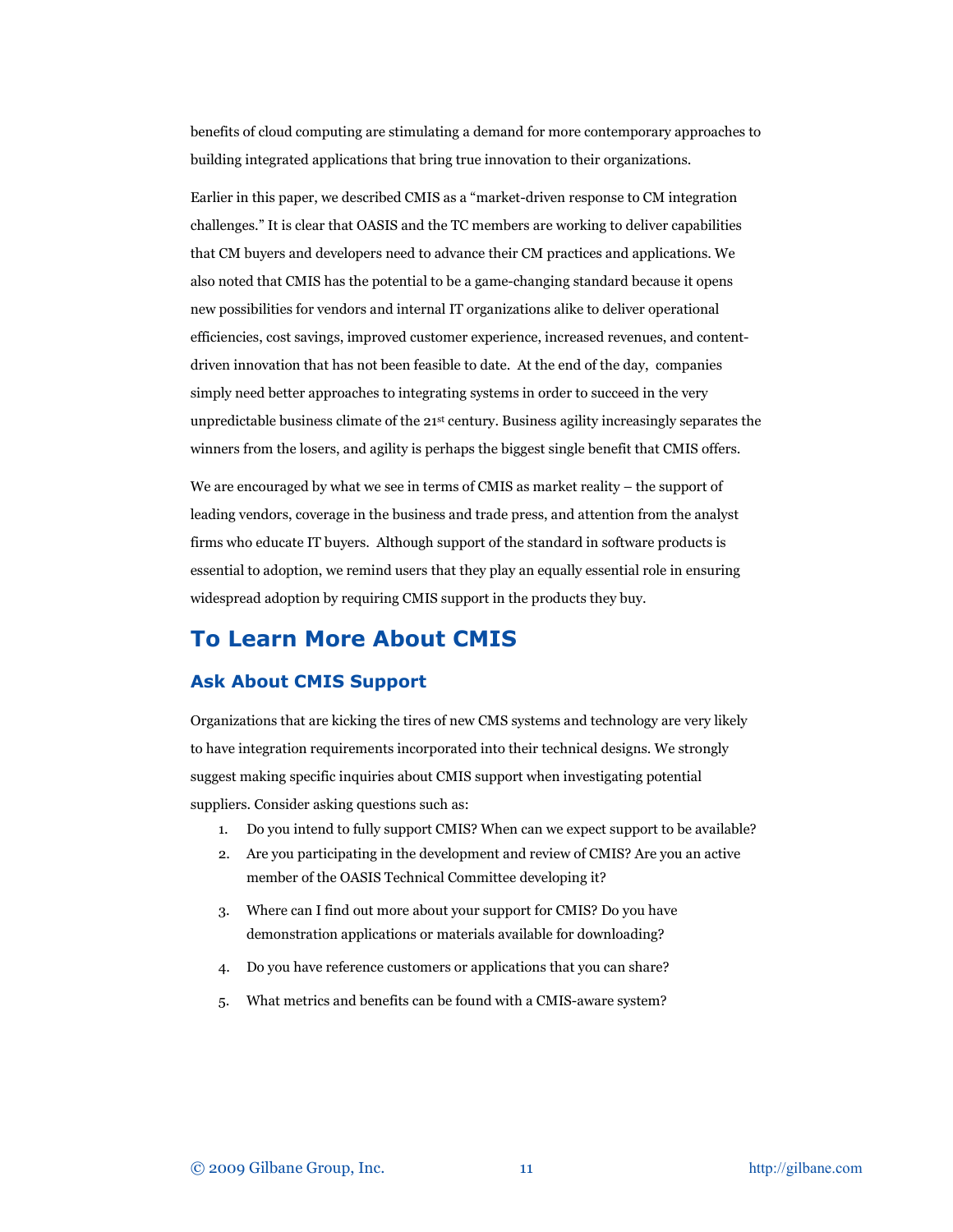benefits of cloud computing are stimulating a demand for more contemporary approaches to building integrated applications that bring true innovation to their organizations.

Earlier in this paper, we described CMIS as a "market-driven response to CM integration challenges." It is clear that OASIS and the TC members are working to deliver capabilities that CM buyers and developers need to advance their CM practices and applications. We also noted that CMIS has the potential to be a game-changing standard because it opens new possibilities for vendors and internal IT organizations alike to deliver operational efficiencies, cost savings, improved customer experience, increased revenues, and content-driven innovation that has not been feasible to date. At the end of the day, companies simply need better approaches to integrating systems in order to succeed in the very unpredictable business climate of the 21st century. Business agility increasingly separates the winners from the losers, and agility is perhaps the biggest single benefit that CMIS offers.

We are encouraged by what we see in terms of CMIS as market reality – the support of leading vendors, coverage in the business and trade press, and attention from the analyst firms who educate IT buyers. Although support of the standard in software products is essential to adoption, we remind users that they play an equally essential role in ensuring widespread adoption by requiring CMIS support in the products they buy.

# To Learn More About CMIS

## Ask About CMIS Support

Organizations that are kicking the tires of new CMS systems and technology are very likely to have integration requirements incorporated into their technical designs. We strongly suggest making specific inquiries about CMIS support when investigating potential suppliers. Consider asking questions such as:

1. Do you intend to fully support CMIS? When can we expect support to be available?
2. Are you participating in the development and review of CMIS? Are you an active member of the OASIS Technical Committee developing it?
3. Where can I find out more about your support for CMIS? Do you have demonstration applications or materials available for downloading?
4. Do you have reference customers or applications that you can share?
5. What metrics and benefits can be found with a CMIS-aware system?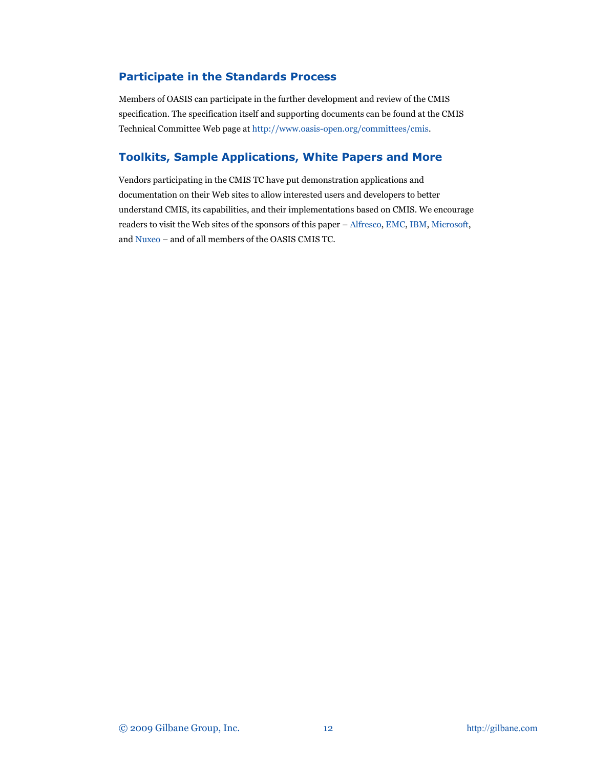## Participate in the Standards Process

Members of OASIS can participate in the further development and review of the CMIS specification. The specification itself and supporting documents can be found at the CMIS Technical Committee Web page at http://www.oasis-open.org/committees/cmis.

## Toolkits, Sample Applications, White Papers and More

Vendors participating in the CMIS TC have put demonstration applications and documentation on their Web sites to allow interested users and developers to better understand CMIS, its capabilities, and their implementations based on CMIS. We encourage readers to visit the Web sites of the sponsors of this paper – Alfresco, EMC, IBM, Microsoft, and Nuxeo – and of all members of the OASIS CMIS TC.